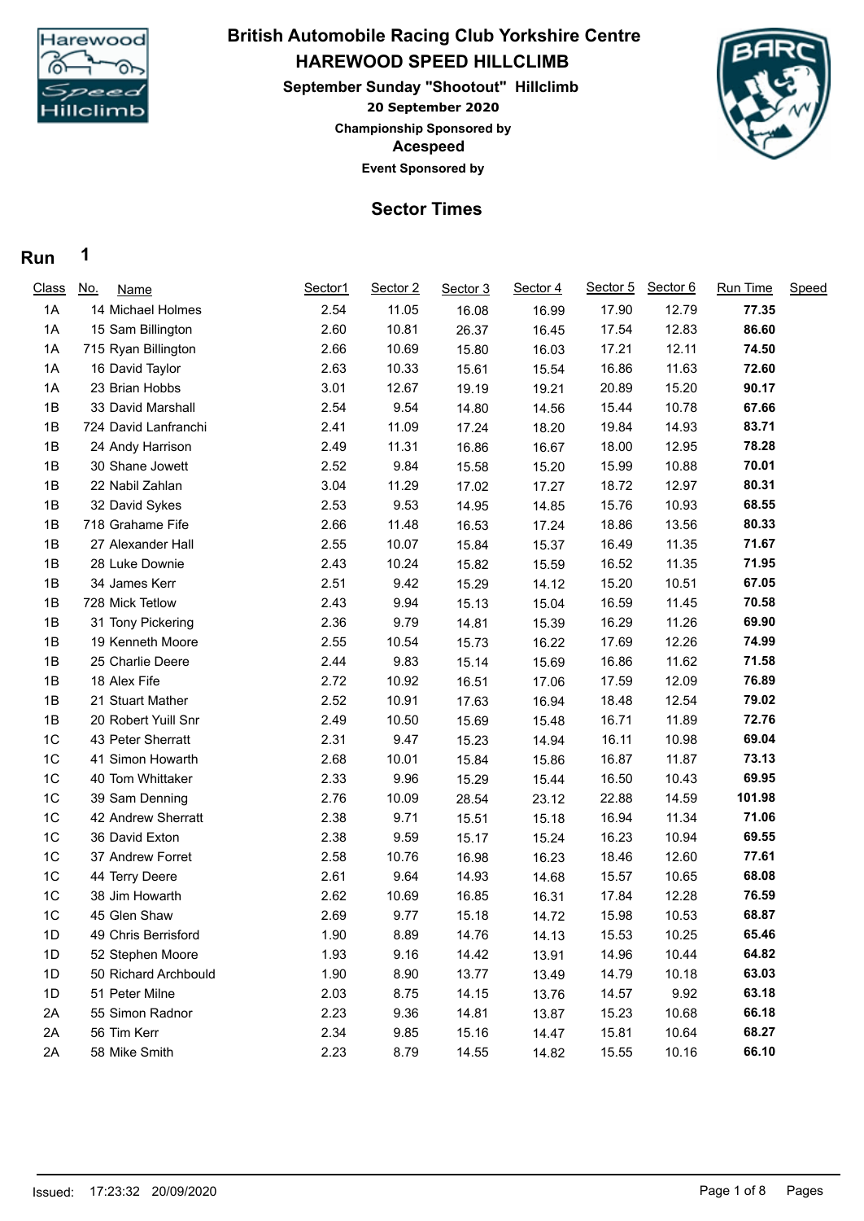# British Automobile Racing Club Yorkshire Centre

## HAREWOOD SPEED HILLCLIMB

### September Sunday "Shootout" Hillclimb

**20 September 2020**

**Championship Sponsored by**

**Acespeed**

**Event Sponsored by**

## Sector Times

## Run 1

| Class | No. | Name | Sector1 | Sector 2 | Sector 3 | Sector 4 | Sector 5 | Sector 6 | Run Time | Speed |
|---|---|---|---|---|---|---|---|---|---|---|
| 1A | 14 | Michael Holmes | 2.54 | 11.05 | 16.08 | 16.99 | 17.90 | 12.79 | **77.35** | |
| 1A | 15 | Sam Billington | 2.60 | 10.81 | 26.37 | 16.45 | 17.54 | 12.83 | **86.60** | |
| 1A | 715 | Ryan Billington | 2.66 | 10.69 | 15.80 | 16.03 | 17.21 | 12.11 | **74.50** | |
| 1A | 16 | David Taylor | 2.63 | 10.33 | 15.61 | 15.54 | 16.86 | 11.63 | **72.60** | |
| 1A | 23 | Brian Hobbs | 3.01 | 12.67 | 19.19 | 19.21 | 20.89 | 15.20 | **90.17** | |
| 1B | 33 | David Marshall | 2.54 | 9.54 | 14.80 | 14.56 | 15.44 | 10.78 | **67.66** | |
| 1B | 724 | David Lanfranchi | 2.41 | 11.09 | 17.24 | 18.20 | 19.84 | 14.93 | **83.71** | |
| 1B | 24 | Andy Harrison | 2.49 | 11.31 | 16.86 | 16.67 | 18.00 | 12.95 | **78.28** | |
| 1B | 30 | Shane Jowett | 2.52 | 9.84 | 15.58 | 15.20 | 15.99 | 10.88 | **70.01** | |
| 1B | 22 | Nabil Zahlan | 3.04 | 11.29 | 17.02 | 17.27 | 18.72 | 12.97 | **80.31** | |
| 1B | 32 | David Sykes | 2.53 | 9.53 | 14.95 | 14.85 | 15.76 | 10.93 | **68.55** | |
| 1B | 718 | Grahame Fife | 2.66 | 11.48 | 16.53 | 17.24 | 18.86 | 13.56 | **80.33** | |
| 1B | 27 | Alexander Hall | 2.55 | 10.07 | 15.84 | 15.37 | 16.49 | 11.35 | **71.67** | |
| 1B | 28 | Luke Downie | 2.43 | 10.24 | 15.82 | 15.59 | 16.52 | 11.35 | **71.95** | |
| 1B | 34 | James Kerr | 2.51 | 9.42 | 15.29 | 14.12 | 15.20 | 10.51 | **67.05** | |
| 1B | 728 | Mick Tetlow | 2.43 | 9.94 | 15.13 | 15.04 | 16.59 | 11.45 | **70.58** | |
| 1B | 31 | Tony Pickering | 2.36 | 9.79 | 14.81 | 15.39 | 16.29 | 11.26 | **69.90** | |
| 1B | 19 | Kenneth Moore | 2.55 | 10.54 | 15.73 | 16.22 | 17.69 | 12.26 | **74.99** | |
| 1B | 25 | Charlie Deere | 2.44 | 9.83 | 15.14 | 15.69 | 16.86 | 11.62 | **71.58** | |
| 1B | 18 | Alex Fife | 2.72 | 10.92 | 16.51 | 17.06 | 17.59 | 12.09 | **76.89** | |
| 1B | 21 | Stuart Mather | 2.52 | 10.91 | 17.63 | 16.94 | 18.48 | 12.54 | **79.02** | |
| 1B | 20 | Robert Yuill Snr | 2.49 | 10.50 | 15.69 | 15.48 | 16.71 | 11.89 | **72.76** | |
| 1C | 43 | Peter Sherratt | 2.31 | 9.47 | 15.23 | 14.94 | 16.11 | 10.98 | **69.04** | |
| 1C | 41 | Simon Howarth | 2.68 | 10.01 | 15.84 | 15.86 | 16.87 | 11.87 | **73.13** | |
| 1C | 40 | Tom Whittaker | 2.33 | 9.96 | 15.29 | 15.44 | 16.50 | 10.43 | **69.95** | |
| 1C | 39 | Sam Denning | 2.76 | 10.09 | 28.54 | 23.12 | 22.88 | 14.59 | **101.98** | |
| 1C | 42 | Andrew Sherratt | 2.38 | 9.71 | 15.51 | 15.18 | 16.94 | 11.34 | **71.06** | |
| 1C | 36 | David Exton | 2.38 | 9.59 | 15.17 | 15.24 | 16.23 | 10.94 | **69.55** | |
| 1C | 37 | Andrew Forret | 2.58 | 10.76 | 16.98 | 16.23 | 18.46 | 12.60 | **77.61** | |
| 1C | 44 | Terry Deere | 2.61 | 9.64 | 14.93 | 14.68 | 15.57 | 10.65 | **68.08** | |
| 1C | 38 | Jim Howarth | 2.62 | 10.69 | 16.85 | 16.31 | 17.84 | 12.28 | **76.59** | |
| 1C | 45 | Glen Shaw | 2.69 | 9.77 | 15.18 | 14.72 | 15.98 | 10.53 | **68.87** | |
| 1D | 49 | Chris Berrisford | 1.90 | 8.89 | 14.76 | 14.13 | 15.53 | 10.25 | **65.46** | |
| 1D | 52 | Stephen Moore | 1.93 | 9.16 | 14.42 | 13.91 | 14.96 | 10.44 | **64.82** | |
| 1D | 50 | Richard Archbould | 1.90 | 8.90 | 13.77 | 13.49 | 14.79 | 10.18 | **63.03** | |
| 1D | 51 | Peter Milne | 2.03 | 8.75 | 14.15 | 13.76 | 14.57 | 9.92 | **63.18** | |
| 2A | 55 | Simon Radnor | 2.23 | 9.36 | 14.81 | 13.87 | 15.23 | 10.68 | **66.18** | |
| 2A | 56 | Tim Kerr | 2.34 | 9.85 | 15.16 | 14.47 | 15.81 | 10.64 | **68.27** | |
| 2A | 58 | Mike Smith | 2.23 | 8.79 | 14.55 | 14.82 | 15.55 | 10.16 | **66.10** | |

Issued: 17:23:32 20/09/2020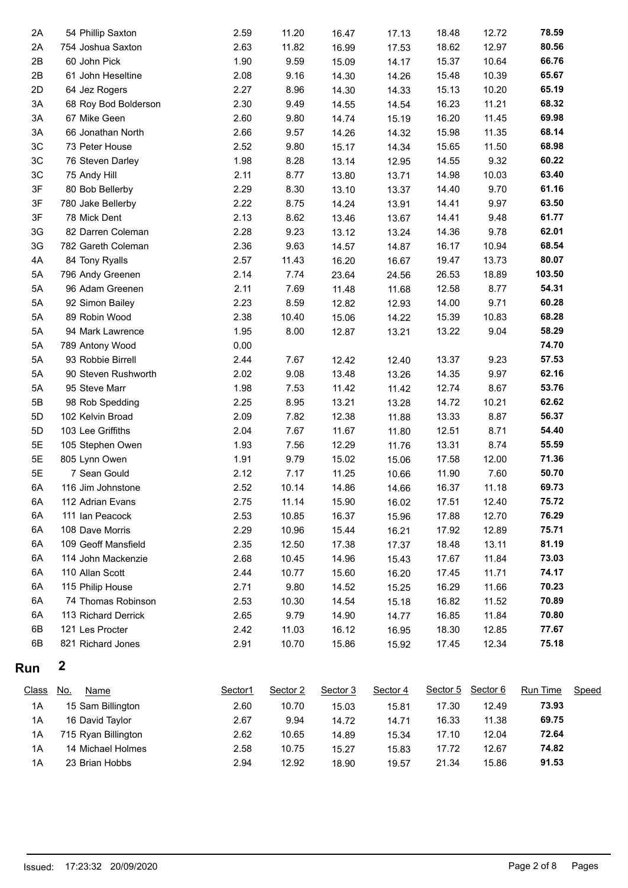| Class | No. | Name | Sector1 | Sector 2 | Sector 3 | Sector 4 | Sector 5 | Sector 6 | Run Time | Speed |
|---|---|---|---|---|---|---|---|---|---|---|
| 2A | 54 | Phillip Saxton | 2.59 | 11.20 | 16.47 | 17.13 | 18.48 | 12.72 | **78.59** | |
| 2A | 754 | Joshua Saxton | 2.63 | 11.82 | 16.99 | 17.53 | 18.62 | 12.97 | **80.56** | |
| 2B | 60 | John Pick | 1.90 | 9.59 | 15.09 | 14.17 | 15.37 | 10.64 | **66.76** | |
| 2B | 61 | John Heseltine | 2.08 | 9.16 | 14.30 | 14.26 | 15.48 | 10.39 | **65.67** | |
| 2D | 64 | Jez Rogers | 2.27 | 8.96 | 14.30 | 14.33 | 15.13 | 10.20 | **65.19** | |
| 3A | 68 | Roy Bod Bolderson | 2.30 | 9.49 | 14.55 | 14.54 | 16.23 | 11.21 | **68.32** | |
| 3A | 67 | Mike Geen | 2.60 | 9.80 | 14.74 | 15.19 | 16.20 | 11.45 | **69.98** | |
| 3A | 66 | Jonathan North | 2.66 | 9.57 | 14.26 | 14.32 | 15.98 | 11.35 | **68.14** | |
| 3C | 73 | Peter House | 2.52 | 9.80 | 15.17 | 14.34 | 15.65 | 11.50 | **68.98** | |
| 3C | 76 | Steven Darley | 1.98 | 8.28 | 13.14 | 12.95 | 14.55 | 9.32 | **60.22** | |
| 3C | 75 | Andy Hill | 2.11 | 8.77 | 13.80 | 13.71 | 14.98 | 10.03 | **63.40** | |
| 3F | 80 | Bob Bellerby | 2.29 | 8.30 | 13.10 | 13.37 | 14.40 | 9.70 | **61.16** | |
| 3F | 780 | Jake Bellerby | 2.22 | 8.75 | 14.24 | 13.91 | 14.41 | 9.97 | **63.50** | |
| 3F | 78 | Mick Dent | 2.13 | 8.62 | 13.46 | 13.67 | 14.41 | 9.48 | **61.77** | |
| 3G | 82 | Darren Coleman | 2.28 | 9.23 | 13.12 | 13.24 | 14.36 | 9.78 | **62.01** | |
| 3G | 782 | Gareth Coleman | 2.36 | 9.63 | 14.57 | 14.87 | 16.17 | 10.94 | **68.54** | |
| 4A | 84 | Tony Ryalls | 2.57 | 11.43 | 16.20 | 16.67 | 19.47 | 13.73 | **80.07** | |
| 5A | 796 | Andy Greenen | 2.14 | 7.74 | 23.64 | 24.56 | 26.53 | 18.89 | **103.50** | |
| 5A | 96 | Adam Greenen | 2.11 | 7.69 | 11.48 | 11.68 | 12.58 | 8.77 | **54.31** | |
| 5A | 92 | Simon Bailey | 2.23 | 8.59 | 12.82 | 12.93 | 14.00 | 9.71 | **60.28** | |
| 5A | 89 | Robin Wood | 2.38 | 10.40 | 15.06 | 14.22 | 15.39 | 10.83 | **68.28** | |
| 5A | 94 | Mark Lawrence | 1.95 | 8.00 | 12.87 | 13.21 | 13.22 | 9.04 | **58.29** | |
| 5A | 789 | Antony Wood | 0.00 | | | | | | **74.70** | |
| 5A | 93 | Robbie Birrell | 2.44 | 7.67 | 12.42 | 12.40 | 13.37 | 9.23 | **57.53** | |
| 5A | 90 | Steven Rushworth | 2.02 | 9.08 | 13.48 | 13.26 | 14.35 | 9.97 | **62.16** | |
| 5A | 95 | Steve Marr | 1.98 | 7.53 | 11.42 | 11.42 | 12.74 | 8.67 | **53.76** | |
| 5B | 98 | Rob Spedding | 2.25 | 8.95 | 13.21 | 13.28 | 14.72 | 10.21 | **62.62** | |
| 5D | 102 | Kelvin Broad | 2.09 | 7.82 | 12.38 | 11.88 | 13.33 | 8.87 | **56.37** | |
| 5D | 103 | Lee Griffiths | 2.04 | 7.67 | 11.67 | 11.80 | 12.51 | 8.71 | **54.40** | |
| 5E | 105 | Stephen Owen | 1.93 | 7.56 | 12.29 | 11.76 | 13.31 | 8.74 | **55.59** | |
| 5E | 805 | Lynn Owen | 1.91 | 9.79 | 15.02 | 15.06 | 17.58 | 12.00 | **71.36** | |
| 5E | 7 | Sean Gould | 2.12 | 7.17 | 11.25 | 10.66 | 11.90 | 7.60 | **50.70** | |
| 6A | 116 | Jim Johnstone | 2.52 | 10.14 | 14.86 | 14.66 | 16.37 | 11.18 | **69.73** | |
| 6A | 112 | Adrian Evans | 2.75 | 11.14 | 15.90 | 16.02 | 17.51 | 12.40 | **75.72** | |
| 6A | 111 | Ian Peacock | 2.53 | 10.85 | 16.37 | 15.96 | 17.88 | 12.70 | **76.29** | |
| 6A | 108 | Dave Morris | 2.29 | 10.96 | 15.44 | 16.21 | 17.92 | 12.89 | **75.71** | |
| 6A | 109 | Geoff Mansfield | 2.35 | 12.50 | 17.38 | 17.37 | 18.48 | 13.11 | **81.19** | |
| 6A | 114 | John Mackenzie | 2.68 | 10.45 | 14.96 | 15.43 | 17.67 | 11.84 | **73.03** | |
| 6A | 110 | Allan Scott | 2.44 | 10.77 | 15.60 | 16.20 | 17.45 | 11.71 | **74.17** | |
| 6A | 115 | Philip House | 2.71 | 9.80 | 14.52 | 15.25 | 16.29 | 11.66 | **70.23** | |
| 6A | 74 | Thomas Robinson | 2.53 | 10.30 | 14.54 | 15.18 | 16.82 | 11.52 | **70.89** | |
| 6A | 113 | Richard Derrick | 2.65 | 9.79 | 14.90 | 14.77 | 16.85 | 11.84 | **70.80** | |
| 6B | 121 | Les Procter | 2.42 | 11.03 | 16.12 | 16.95 | 18.30 | 12.85 | **77.67** | |
| 6B | 821 | Richard Jones | 2.91 | 10.70 | 15.86 | 15.92 | 17.45 | 12.34 | **75.18** | |

## Run 2

| Class | No. | Name | Sector1 | Sector 2 | Sector 3 | Sector 4 | Sector 5 | Sector 6 | Run Time | Speed |
|---|---|---|---|---|---|---|---|---|---|---|
| 1A | 15 | Sam Billington | 2.60 | 10.70 | 15.03 | 15.81 | 17.30 | 12.49 | **73.93** | |
| 1A | 16 | David Taylor | 2.67 | 9.94 | 14.72 | 14.71 | 16.33 | 11.38 | **69.75** | |
| 1A | 715 | Ryan Billington | 2.62 | 10.65 | 14.89 | 15.34 | 17.10 | 12.04 | **72.64** | |
| 1A | 14 | Michael Holmes | 2.58 | 10.75 | 15.27 | 15.83 | 17.72 | 12.67 | **74.82** | |
| 1A | 23 | Brian Hobbs | 2.94 | 12.92 | 18.90 | 19.57 | 21.34 | 15.86 | **91.53** | |

Issued: 17:23:32 20/09/2020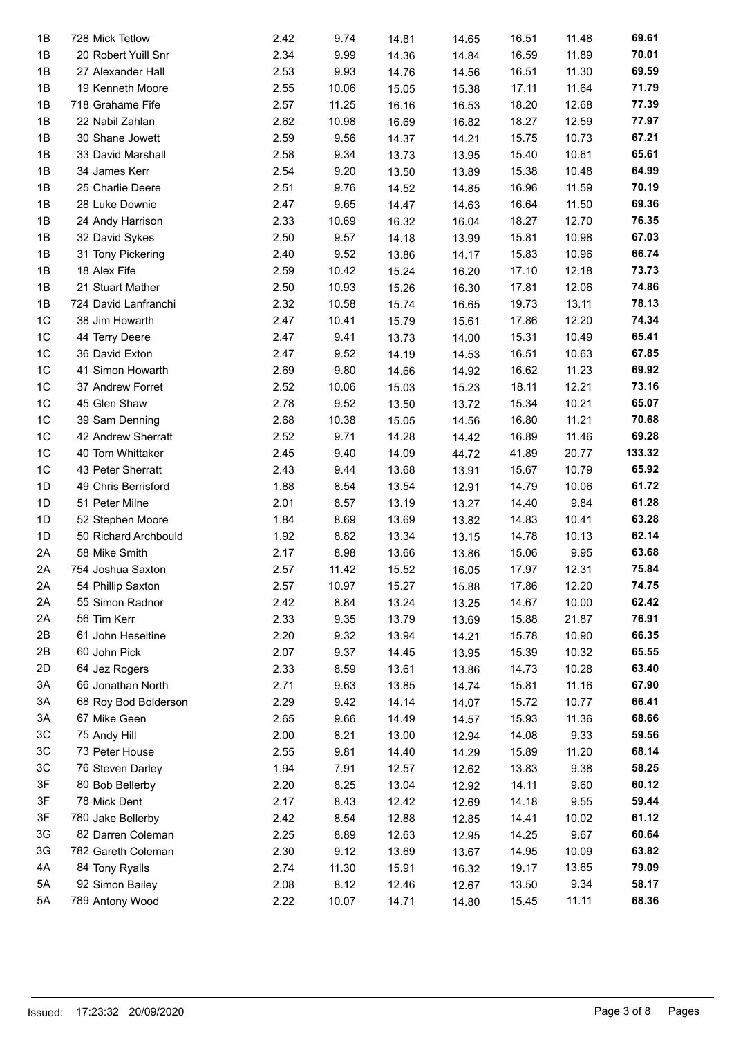| | | | | | | | | |
|---|---|---|---|---|---|---|---|---|
| 1B | 728 Mick Tetlow | 2.42 | 9.74 | 14.81 | 14.65 | 16.51 | 11.48 | **69.61** |
| 1B | 20 Robert Yuill Snr | 2.34 | 9.99 | 14.36 | 14.84 | 16.59 | 11.89 | **70.01** |
| 1B | 27 Alexander Hall | 2.53 | 9.93 | 14.76 | 14.56 | 16.51 | 11.30 | **69.59** |
| 1B | 19 Kenneth Moore | 2.55 | 10.06 | 15.05 | 15.38 | 17.11 | 11.64 | **71.79** |
| 1B | 718 Grahame Fife | 2.57 | 11.25 | 16.16 | 16.53 | 18.20 | 12.68 | **77.39** |
| 1B | 22 Nabil Zahlan | 2.62 | 10.98 | 16.69 | 16.82 | 18.27 | 12.59 | **77.97** |
| 1B | 30 Shane Jowett | 2.59 | 9.56 | 14.37 | 14.21 | 15.75 | 10.73 | **67.21** |
| 1B | 33 David Marshall | 2.58 | 9.34 | 13.73 | 13.95 | 15.40 | 10.61 | **65.61** |
| 1B | 34 James Kerr | 2.54 | 9.20 | 13.50 | 13.89 | 15.38 | 10.48 | **64.99** |
| 1B | 25 Charlie Deere | 2.51 | 9.76 | 14.52 | 14.85 | 16.96 | 11.59 | **70.19** |
| 1B | 28 Luke Downie | 2.47 | 9.65 | 14.47 | 14.63 | 16.64 | 11.50 | **69.36** |
| 1B | 24 Andy Harrison | 2.33 | 10.69 | 16.32 | 16.04 | 18.27 | 12.70 | **76.35** |
| 1B | 32 David Sykes | 2.50 | 9.57 | 14.18 | 13.99 | 15.81 | 10.98 | **67.03** |
| 1B | 31 Tony Pickering | 2.40 | 9.52 | 13.86 | 14.17 | 15.83 | 10.96 | **66.74** |
| 1B | 18 Alex Fife | 2.59 | 10.42 | 15.24 | 16.20 | 17.10 | 12.18 | **73.73** |
| 1B | 21 Stuart Mather | 2.50 | 10.93 | 15.26 | 16.30 | 17.81 | 12.06 | **74.86** |
| 1B | 724 David Lanfranchi | 2.32 | 10.58 | 15.74 | 16.65 | 19.73 | 13.11 | **78.13** |
| 1C | 38 Jim Howarth | 2.47 | 10.41 | 15.79 | 15.61 | 17.86 | 12.20 | **74.34** |
| 1C | 44 Terry Deere | 2.47 | 9.41 | 13.73 | 14.00 | 15.31 | 10.49 | **65.41** |
| 1C | 36 David Exton | 2.47 | 9.52 | 14.19 | 14.53 | 16.51 | 10.63 | **67.85** |
| 1C | 41 Simon Howarth | 2.69 | 9.80 | 14.66 | 14.92 | 16.62 | 11.23 | **69.92** |
| 1C | 37 Andrew Forret | 2.52 | 10.06 | 15.03 | 15.23 | 18.11 | 12.21 | **73.16** |
| 1C | 45 Glen Shaw | 2.78 | 9.52 | 13.50 | 13.72 | 15.34 | 10.21 | **65.07** |
| 1C | 39 Sam Denning | 2.68 | 10.38 | 15.05 | 14.56 | 16.80 | 11.21 | **70.68** |
| 1C | 42 Andrew Sherratt | 2.52 | 9.71 | 14.28 | 14.42 | 16.89 | 11.46 | **69.28** |
| 1C | 40 Tom Whittaker | 2.45 | 9.40 | 14.09 | 44.72 | 41.89 | 20.77 | **133.32** |
| 1C | 43 Peter Sherratt | 2.43 | 9.44 | 13.68 | 13.91 | 15.67 | 10.79 | **65.92** |
| 1D | 49 Chris Berrisford | 1.88 | 8.54 | 13.54 | 12.91 | 14.79 | 10.06 | **61.72** |
| 1D | 51 Peter Milne | 2.01 | 8.57 | 13.19 | 13.27 | 14.40 | 9.84 | **61.28** |
| 1D | 52 Stephen Moore | 1.84 | 8.69 | 13.69 | 13.82 | 14.83 | 10.41 | **63.28** |
| 1D | 50 Richard Archbould | 1.92 | 8.82 | 13.34 | 13.15 | 14.78 | 10.13 | **62.14** |
| 2A | 58 Mike Smith | 2.17 | 8.98 | 13.66 | 13.86 | 15.06 | 9.95 | **63.68** |
| 2A | 754 Joshua Saxton | 2.57 | 11.42 | 15.52 | 16.05 | 17.97 | 12.31 | **75.84** |
| 2A | 54 Phillip Saxton | 2.57 | 10.97 | 15.27 | 15.88 | 17.86 | 12.20 | **74.75** |
| 2A | 55 Simon Radnor | 2.42 | 8.84 | 13.24 | 13.25 | 14.67 | 10.00 | **62.42** |
| 2A | 56 Tim Kerr | 2.33 | 9.35 | 13.79 | 13.69 | 15.88 | 21.87 | **76.91** |
| 2B | 61 John Heseltine | 2.20 | 9.32 | 13.94 | 14.21 | 15.78 | 10.90 | **66.35** |
| 2B | 60 John Pick | 2.07 | 9.37 | 14.45 | 13.95 | 15.39 | 10.32 | **65.55** |
| 2D | 64 Jez Rogers | 2.33 | 8.59 | 13.61 | 13.86 | 14.73 | 10.28 | **63.40** |
| 3A | 66 Jonathan North | 2.71 | 9.63 | 13.85 | 14.74 | 15.81 | 11.16 | **67.90** |
| 3A | 68 Roy Bod Bolderson | 2.29 | 9.42 | 14.14 | 14.07 | 15.72 | 10.77 | **66.41** |
| 3A | 67 Mike Geen | 2.65 | 9.66 | 14.49 | 14.57 | 15.93 | 11.36 | **68.66** |
| 3C | 75 Andy Hill | 2.00 | 8.21 | 13.00 | 12.94 | 14.08 | 9.33 | **59.56** |
| 3C | 73 Peter House | 2.55 | 9.81 | 14.40 | 14.29 | 15.89 | 11.20 | **68.14** |
| 3C | 76 Steven Darley | 1.94 | 7.91 | 12.57 | 12.62 | 13.83 | 9.38 | **58.25** |
| 3F | 80 Bob Bellerby | 2.20 | 8.25 | 13.04 | 12.92 | 14.11 | 9.60 | **60.12** |
| 3F | 78 Mick Dent | 2.17 | 8.43 | 12.42 | 12.69 | 14.18 | 9.55 | **59.44** |
| 3F | 780 Jake Bellerby | 2.42 | 8.54 | 12.88 | 12.85 | 14.41 | 10.02 | **61.12** |
| 3G | 82 Darren Coleman | 2.25 | 8.89 | 12.63 | 12.95 | 14.25 | 9.67 | **60.64** |
| 3G | 782 Gareth Coleman | 2.30 | 9.12 | 13.69 | 13.67 | 14.95 | 10.09 | **63.82** |
| 4A | 84 Tony Ryalls | 2.74 | 11.30 | 15.91 | 16.32 | 19.17 | 13.65 | **79.09** |
| 5A | 92 Simon Bailey | 2.08 | 8.12 | 12.46 | 12.67 | 13.50 | 9.34 | **58.17** |
| 5A | 789 Antony Wood | 2.22 | 10.07 | 14.71 | 14.80 | 15.45 | 11.11 | **68.36** |

Issued: 17:23:32 20/09/2020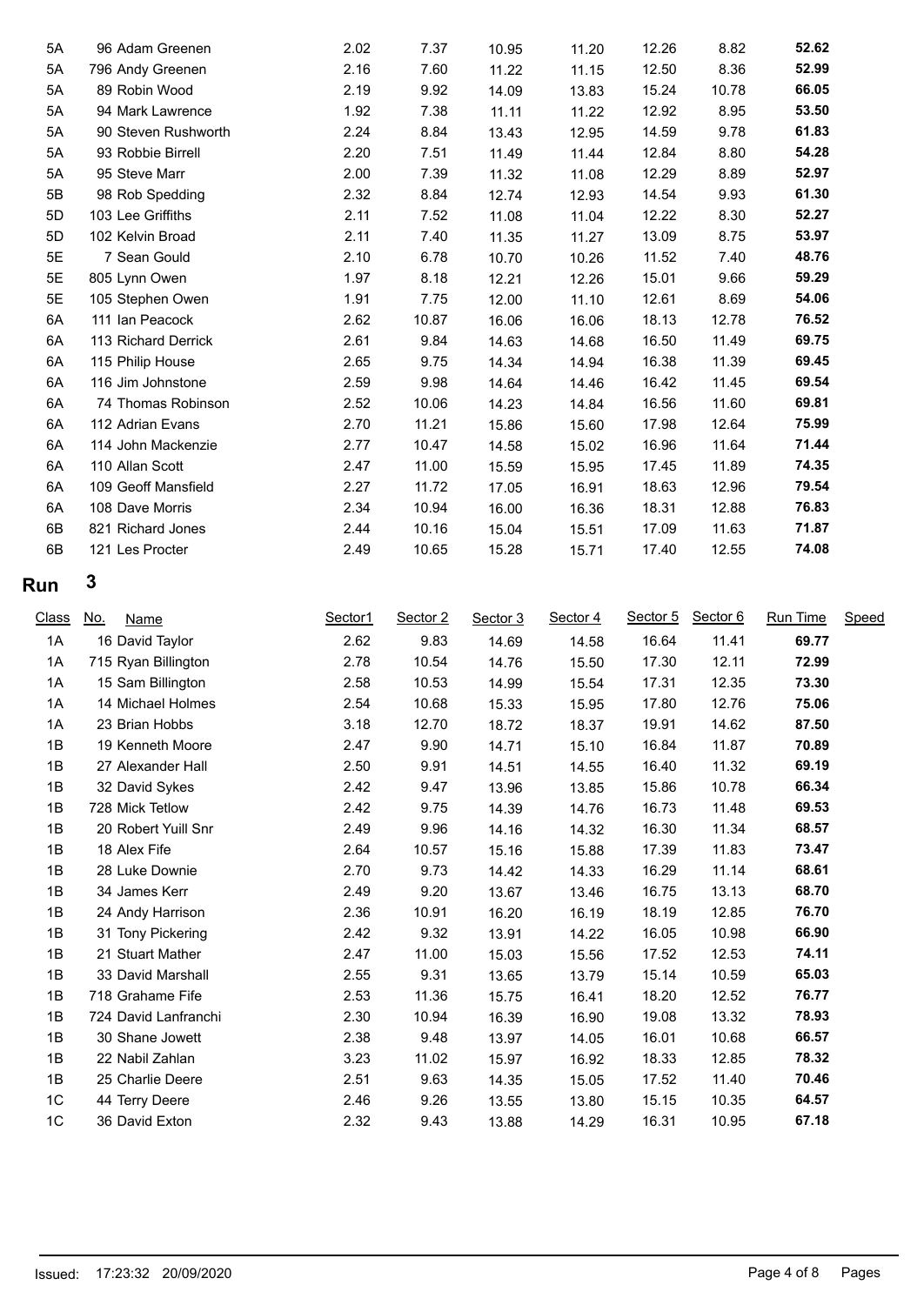| Class | No. | Name | Sector1 | Sector 2 | Sector 3 | Sector 4 | Sector 5 | Sector 6 | Run Time | Speed |
|---|---|---|---|---|---|---|---|---|---|---|
| 5A | 96 | Adam Greenen | 2.02 | 7.37 | 10.95 | 11.20 | 12.26 | 8.82 | **52.62** | |
| 5A | 796 | Andy Greenen | 2.16 | 7.60 | 11.22 | 11.15 | 12.50 | 8.36 | **52.99** | |
| 5A | 89 | Robin Wood | 2.19 | 9.92 | 14.09 | 13.83 | 15.24 | 10.78 | **66.05** | |
| 5A | 94 | Mark Lawrence | 1.92 | 7.38 | 11.11 | 11.22 | 12.92 | 8.95 | **53.50** | |
| 5A | 90 | Steven Rushworth | 2.24 | 8.84 | 13.43 | 12.95 | 14.59 | 9.78 | **61.83** | |
| 5A | 93 | Robbie Birrell | 2.20 | 7.51 | 11.49 | 11.44 | 12.84 | 8.80 | **54.28** | |
| 5A | 95 | Steve Marr | 2.00 | 7.39 | 11.32 | 11.08 | 12.29 | 8.89 | **52.97** | |
| 5B | 98 | Rob Spedding | 2.32 | 8.84 | 12.74 | 12.93 | 14.54 | 9.93 | **61.30** | |
| 5D | 103 | Lee Griffiths | 2.11 | 7.52 | 11.08 | 11.04 | 12.22 | 8.30 | **52.27** | |
| 5D | 102 | Kelvin Broad | 2.11 | 7.40 | 11.35 | 11.27 | 13.09 | 8.75 | **53.97** | |
| 5E | 7 | Sean Gould | 2.10 | 6.78 | 10.70 | 10.26 | 11.52 | 7.40 | **48.76** | |
| 5E | 805 | Lynn Owen | 1.97 | 8.18 | 12.21 | 12.26 | 15.01 | 9.66 | **59.29** | |
| 5E | 105 | Stephen Owen | 1.91 | 7.75 | 12.00 | 11.10 | 12.61 | 8.69 | **54.06** | |
| 6A | 111 | Ian Peacock | 2.62 | 10.87 | 16.06 | 16.06 | 18.13 | 12.78 | **76.52** | |
| 6A | 113 | Richard Derrick | 2.61 | 9.84 | 14.63 | 14.68 | 16.50 | 11.49 | **69.75** | |
| 6A | 115 | Philip House | 2.65 | 9.75 | 14.34 | 14.94 | 16.38 | 11.39 | **69.45** | |
| 6A | 116 | Jim Johnstone | 2.59 | 9.98 | 14.64 | 14.46 | 16.42 | 11.45 | **69.54** | |
| 6A | 74 | Thomas Robinson | 2.52 | 10.06 | 14.23 | 14.84 | 16.56 | 11.60 | **69.81** | |
| 6A | 112 | Adrian Evans | 2.70 | 11.21 | 15.86 | 15.60 | 17.98 | 12.64 | **75.99** | |
| 6A | 114 | John Mackenzie | 2.77 | 10.47 | 14.58 | 15.02 | 16.96 | 11.64 | **71.44** | |
| 6A | 110 | Allan Scott | 2.47 | 11.00 | 15.59 | 15.95 | 17.45 | 11.89 | **74.35** | |
| 6A | 109 | Geoff Mansfield | 2.27 | 11.72 | 17.05 | 16.91 | 18.63 | 12.96 | **79.54** | |
| 6A | 108 | Dave Morris | 2.34 | 10.94 | 16.00 | 16.36 | 18.31 | 12.88 | **76.83** | |
| 6B | 821 | Richard Jones | 2.44 | 10.16 | 15.04 | 15.51 | 17.09 | 11.63 | **71.87** | |
| 6B | 121 | Les Procter | 2.49 | 10.65 | 15.28 | 15.71 | 17.40 | 12.55 | **74.08** | |

## Run 3

| Class | No. | Name | Sector1 | Sector 2 | Sector 3 | Sector 4 | Sector 5 | Sector 6 | Run Time | Speed |
|---|---|---|---|---|---|---|---|---|---|---|
| 1A | 16 | David Taylor | 2.62 | 9.83 | 14.69 | 14.58 | 16.64 | 11.41 | **69.77** | |
| 1A | 715 | Ryan Billington | 2.78 | 10.54 | 14.76 | 15.50 | 17.30 | 12.11 | **72.99** | |
| 1A | 15 | Sam Billington | 2.58 | 10.53 | 14.99 | 15.54 | 17.31 | 12.35 | **73.30** | |
| 1A | 14 | Michael Holmes | 2.54 | 10.68 | 15.33 | 15.95 | 17.80 | 12.76 | **75.06** | |
| 1A | 23 | Brian Hobbs | 3.18 | 12.70 | 18.72 | 18.37 | 19.91 | 14.62 | **87.50** | |
| 1B | 19 | Kenneth Moore | 2.47 | 9.90 | 14.71 | 15.10 | 16.84 | 11.87 | **70.89** | |
| 1B | 27 | Alexander Hall | 2.50 | 9.91 | 14.51 | 14.55 | 16.40 | 11.32 | **69.19** | |
| 1B | 32 | David Sykes | 2.42 | 9.47 | 13.96 | 13.85 | 15.86 | 10.78 | **66.34** | |
| 1B | 728 | Mick Tetlow | 2.42 | 9.75 | 14.39 | 14.76 | 16.73 | 11.48 | **69.53** | |
| 1B | 20 | Robert Yuill Snr | 2.49 | 9.96 | 14.16 | 14.32 | 16.30 | 11.34 | **68.57** | |
| 1B | 18 | Alex Fife | 2.64 | 10.57 | 15.16 | 15.88 | 17.39 | 11.83 | **73.47** | |
| 1B | 28 | Luke Downie | 2.70 | 9.73 | 14.42 | 14.33 | 16.29 | 11.14 | **68.61** | |
| 1B | 34 | James Kerr | 2.49 | 9.20 | 13.67 | 13.46 | 16.75 | 13.13 | **68.70** | |
| 1B | 24 | Andy Harrison | 2.36 | 10.91 | 16.20 | 16.19 | 18.19 | 12.85 | **76.70** | |
| 1B | 31 | Tony Pickering | 2.42 | 9.32 | 13.91 | 14.22 | 16.05 | 10.98 | **66.90** | |
| 1B | 21 | Stuart Mather | 2.47 | 11.00 | 15.03 | 15.56 | 17.52 | 12.53 | **74.11** | |
| 1B | 33 | David Marshall | 2.55 | 9.31 | 13.65 | 13.79 | 15.14 | 10.59 | **65.03** | |
| 1B | 718 | Grahame Fife | 2.53 | 11.36 | 15.75 | 16.41 | 18.20 | 12.52 | **76.77** | |
| 1B | 724 | David Lanfranchi | 2.30 | 10.94 | 16.39 | 16.90 | 19.08 | 13.32 | **78.93** | |
| 1B | 30 | Shane Jowett | 2.38 | 9.48 | 13.97 | 14.05 | 16.01 | 10.68 | **66.57** | |
| 1B | 22 | Nabil Zahlan | 3.23 | 11.02 | 15.97 | 16.92 | 18.33 | 12.85 | **78.32** | |
| 1B | 25 | Charlie Deere | 2.51 | 9.63 | 14.35 | 15.05 | 17.52 | 11.40 | **70.46** | |
| 1C | 44 | Terry Deere | 2.46 | 9.26 | 13.55 | 13.80 | 15.15 | 10.35 | **64.57** | |
| 1C | 36 | David Exton | 2.32 | 9.43 | 13.88 | 14.29 | 16.31 | 10.95 | **67.18** | |

Issued: 17:23:32 20/09/2020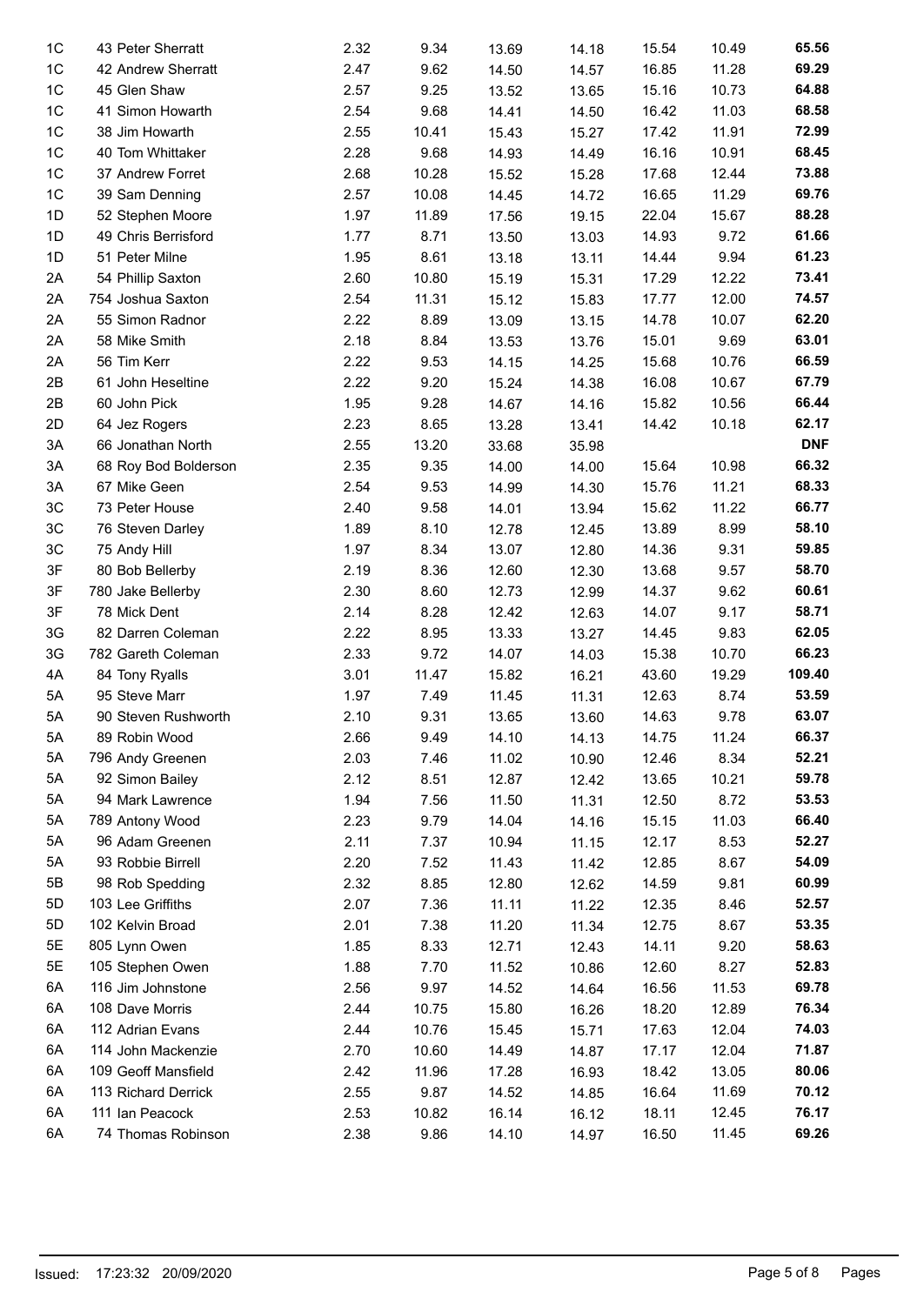| | | | | | | | | |
|---|---|---|---|---|---|---|---|---|
| 1C | 43 Peter Sherratt | 2.32 | 9.34 | 13.69 | 14.18 | 15.54 | 10.49 | **65.56** |
| 1C | 42 Andrew Sherratt | 2.47 | 9.62 | 14.50 | 14.57 | 16.85 | 11.28 | **69.29** |
| 1C | 45 Glen Shaw | 2.57 | 9.25 | 13.52 | 13.65 | 15.16 | 10.73 | **64.88** |
| 1C | 41 Simon Howarth | 2.54 | 9.68 | 14.41 | 14.50 | 16.42 | 11.03 | **68.58** |
| 1C | 38 Jim Howarth | 2.55 | 10.41 | 15.43 | 15.27 | 17.42 | 11.91 | **72.99** |
| 1C | 40 Tom Whittaker | 2.28 | 9.68 | 14.93 | 14.49 | 16.16 | 10.91 | **68.45** |
| 1C | 37 Andrew Forret | 2.68 | 10.28 | 15.52 | 15.28 | 17.68 | 12.44 | **73.88** |
| 1C | 39 Sam Denning | 2.57 | 10.08 | 14.45 | 14.72 | 16.65 | 11.29 | **69.76** |
| 1D | 52 Stephen Moore | 1.97 | 11.89 | 17.56 | 19.15 | 22.04 | 15.67 | **88.28** |
| 1D | 49 Chris Berrisford | 1.77 | 8.71 | 13.50 | 13.03 | 14.93 | 9.72 | **61.66** |
| 1D | 51 Peter Milne | 1.95 | 8.61 | 13.18 | 13.11 | 14.44 | 9.94 | **61.23** |
| 2A | 54 Phillip Saxton | 2.60 | 10.80 | 15.19 | 15.31 | 17.29 | 12.22 | **73.41** |
| 2A | 754 Joshua Saxton | 2.54 | 11.31 | 15.12 | 15.83 | 17.77 | 12.00 | **74.57** |
| 2A | 55 Simon Radnor | 2.22 | 8.89 | 13.09 | 13.15 | 14.78 | 10.07 | **62.20** |
| 2A | 58 Mike Smith | 2.18 | 8.84 | 13.53 | 13.76 | 15.01 | 9.69 | **63.01** |
| 2A | 56 Tim Kerr | 2.22 | 9.53 | 14.15 | 14.25 | 15.68 | 10.76 | **66.59** |
| 2B | 61 John Heseltine | 2.22 | 9.20 | 15.24 | 14.38 | 16.08 | 10.67 | **67.79** |
| 2B | 60 John Pick | 1.95 | 9.28 | 14.67 | 14.16 | 15.82 | 10.56 | **66.44** |
| 2D | 64 Jez Rogers | 2.23 | 8.65 | 13.28 | 13.41 | 14.42 | 10.18 | **62.17** |
| 3A | 66 Jonathan North | 2.55 | 13.20 | 33.68 | 35.98 | | | **DNF** |
| 3A | 68 Roy Bod Bolderson | 2.35 | 9.35 | 14.00 | 14.00 | 15.64 | 10.98 | **66.32** |
| 3A | 67 Mike Geen | 2.54 | 9.53 | 14.99 | 14.30 | 15.76 | 11.21 | **68.33** |
| 3C | 73 Peter House | 2.40 | 9.58 | 14.01 | 13.94 | 15.62 | 11.22 | **66.77** |
| 3C | 76 Steven Darley | 1.89 | 8.10 | 12.78 | 12.45 | 13.89 | 8.99 | **58.10** |
| 3C | 75 Andy Hill | 1.97 | 8.34 | 13.07 | 12.80 | 14.36 | 9.31 | **59.85** |
| 3F | 80 Bob Bellerby | 2.19 | 8.36 | 12.60 | 12.30 | 13.68 | 9.57 | **58.70** |
| 3F | 780 Jake Bellerby | 2.30 | 8.60 | 12.73 | 12.99 | 14.37 | 9.62 | **60.61** |
| 3F | 78 Mick Dent | 2.14 | 8.28 | 12.42 | 12.63 | 14.07 | 9.17 | **58.71** |
| 3G | 82 Darren Coleman | 2.22 | 8.95 | 13.33 | 13.27 | 14.45 | 9.83 | **62.05** |
| 3G | 782 Gareth Coleman | 2.33 | 9.72 | 14.07 | 14.03 | 15.38 | 10.70 | **66.23** |
| 4A | 84 Tony Ryalls | 3.01 | 11.47 | 15.82 | 16.21 | 43.60 | 19.29 | **109.40** |
| 5A | 95 Steve Marr | 1.97 | 7.49 | 11.45 | 11.31 | 12.63 | 8.74 | **53.59** |
| 5A | 90 Steven Rushworth | 2.10 | 9.31 | 13.65 | 13.60 | 14.63 | 9.78 | **63.07** |
| 5A | 89 Robin Wood | 2.66 | 9.49 | 14.10 | 14.13 | 14.75 | 11.24 | **66.37** |
| 5A | 796 Andy Greenen | 2.03 | 7.46 | 11.02 | 10.90 | 12.46 | 8.34 | **52.21** |
| 5A | 92 Simon Bailey | 2.12 | 8.51 | 12.87 | 12.42 | 13.65 | 10.21 | **59.78** |
| 5A | 94 Mark Lawrence | 1.94 | 7.56 | 11.50 | 11.31 | 12.50 | 8.72 | **53.53** |
| 5A | 789 Antony Wood | 2.23 | 9.79 | 14.04 | 14.16 | 15.15 | 11.03 | **66.40** |
| 5A | 96 Adam Greenen | 2.11 | 7.37 | 10.94 | 11.15 | 12.17 | 8.53 | **52.27** |
| 5A | 93 Robbie Birrell | 2.20 | 7.52 | 11.43 | 11.42 | 12.85 | 8.67 | **54.09** |
| 5B | 98 Rob Spedding | 2.32 | 8.85 | 12.80 | 12.62 | 14.59 | 9.81 | **60.99** |
| 5D | 103 Lee Griffiths | 2.07 | 7.36 | 11.11 | 11.22 | 12.35 | 8.46 | **52.57** |
| 5D | 102 Kelvin Broad | 2.01 | 7.38 | 11.20 | 11.34 | 12.75 | 8.67 | **53.35** |
| 5E | 805 Lynn Owen | 1.85 | 8.33 | 12.71 | 12.43 | 14.11 | 9.20 | **58.63** |
| 5E | 105 Stephen Owen | 1.88 | 7.70 | 11.52 | 10.86 | 12.60 | 8.27 | **52.83** |
| 6A | 116 Jim Johnstone | 2.56 | 9.97 | 14.52 | 14.64 | 16.56 | 11.53 | **69.78** |
| 6A | 108 Dave Morris | 2.44 | 10.75 | 15.80 | 16.26 | 18.20 | 12.89 | **76.34** |
| 6A | 112 Adrian Evans | 2.44 | 10.76 | 15.45 | 15.71 | 17.63 | 12.04 | **74.03** |
| 6A | 114 John Mackenzie | 2.70 | 10.60 | 14.49 | 14.87 | 17.17 | 12.04 | **71.87** |
| 6A | 109 Geoff Mansfield | 2.42 | 11.96 | 17.28 | 16.93 | 18.42 | 13.05 | **80.06** |
| 6A | 113 Richard Derrick | 2.55 | 9.87 | 14.52 | 14.85 | 16.64 | 11.69 | **70.12** |
| 6A | 111 Ian Peacock | 2.53 | 10.82 | 16.14 | 16.12 | 18.11 | 12.45 | **76.17** |
| 6A | 74 Thomas Robinson | 2.38 | 9.86 | 14.10 | 14.97 | 16.50 | 11.45 | **69.26** |

Issued: 17:23:32 20/09/2020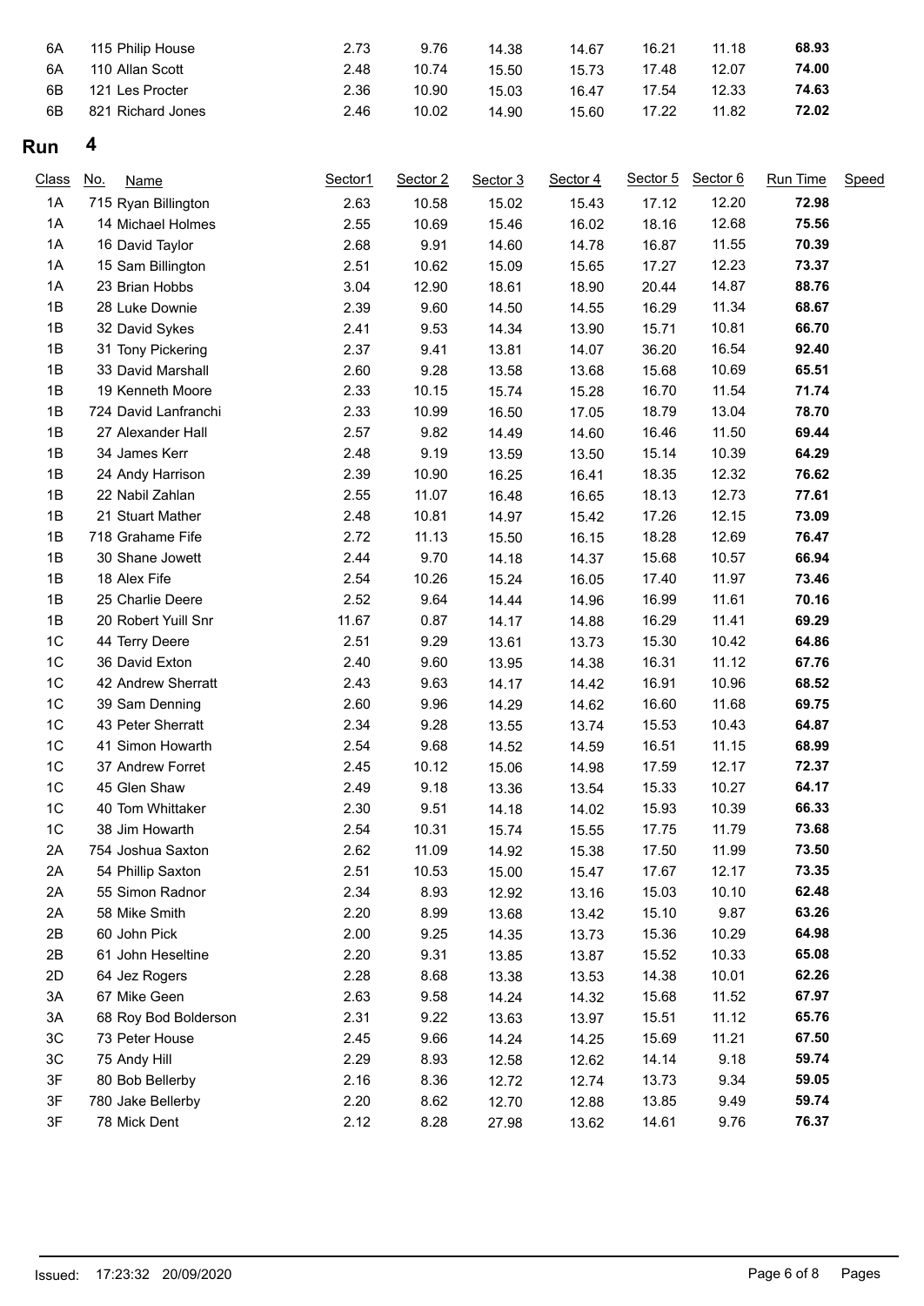| Class | No. | Name | Sector1 | Sector 2 | Sector 3 | Sector 4 | Sector 5 | Sector 6 | Run Time | Speed |
|---|---|---|---|---|---|---|---|---|---|---|
| 6A | 115 | Philip House | 2.73 | 9.76 | 14.38 | 14.67 | 16.21 | 11.18 | **68.93** | |
| 6A | 110 | Allan Scott | 2.48 | 10.74 | 15.50 | 15.73 | 17.48 | 12.07 | **74.00** | |
| 6B | 121 | Les Procter | 2.36 | 10.90 | 15.03 | 16.47 | 17.54 | 12.33 | **74.63** | |
| 6B | 821 | Richard Jones | 2.46 | 10.02 | 14.90 | 15.60 | 17.22 | 11.82 | **72.02** | |

## Run 4

| Class | No. | Name | Sector1 | Sector 2 | Sector 3 | Sector 4 | Sector 5 | Sector 6 | Run Time | Speed |
|---|---|---|---|---|---|---|---|---|---|---|
| 1A | 715 | Ryan Billington | 2.63 | 10.58 | 15.02 | 15.43 | 17.12 | 12.20 | **72.98** | |
| 1A | 14 | Michael Holmes | 2.55 | 10.69 | 15.46 | 16.02 | 18.16 | 12.68 | **75.56** | |
| 1A | 16 | David Taylor | 2.68 | 9.91 | 14.60 | 14.78 | 16.87 | 11.55 | **70.39** | |
| 1A | 15 | Sam Billington | 2.51 | 10.62 | 15.09 | 15.65 | 17.27 | 12.23 | **73.37** | |
| 1A | 23 | Brian Hobbs | 3.04 | 12.90 | 18.61 | 18.90 | 20.44 | 14.87 | **88.76** | |
| 1B | 28 | Luke Downie | 2.39 | 9.60 | 14.50 | 14.55 | 16.29 | 11.34 | **68.67** | |
| 1B | 32 | David Sykes | 2.41 | 9.53 | 14.34 | 13.90 | 15.71 | 10.81 | **66.70** | |
| 1B | 31 | Tony Pickering | 2.37 | 9.41 | 13.81 | 14.07 | 36.20 | 16.54 | **92.40** | |
| 1B | 33 | David Marshall | 2.60 | 9.28 | 13.58 | 13.68 | 15.68 | 10.69 | **65.51** | |
| 1B | 19 | Kenneth Moore | 2.33 | 10.15 | 15.74 | 15.28 | 16.70 | 11.54 | **71.74** | |
| 1B | 724 | David Lanfranchi | 2.33 | 10.99 | 16.50 | 17.05 | 18.79 | 13.04 | **78.70** | |
| 1B | 27 | Alexander Hall | 2.57 | 9.82 | 14.49 | 14.60 | 16.46 | 11.50 | **69.44** | |
| 1B | 34 | James Kerr | 2.48 | 9.19 | 13.59 | 13.50 | 15.14 | 10.39 | **64.29** | |
| 1B | 24 | Andy Harrison | 2.39 | 10.90 | 16.25 | 16.41 | 18.35 | 12.32 | **76.62** | |
| 1B | 22 | Nabil Zahlan | 2.55 | 11.07 | 16.48 | 16.65 | 18.13 | 12.73 | **77.61** | |
| 1B | 21 | Stuart Mather | 2.48 | 10.81 | 14.97 | 15.42 | 17.26 | 12.15 | **73.09** | |
| 1B | 718 | Grahame Fife | 2.72 | 11.13 | 15.50 | 16.15 | 18.28 | 12.69 | **76.47** | |
| 1B | 30 | Shane Jowett | 2.44 | 9.70 | 14.18 | 14.37 | 15.68 | 10.57 | **66.94** | |
| 1B | 18 | Alex Fife | 2.54 | 10.26 | 15.24 | 16.05 | 17.40 | 11.97 | **73.46** | |
| 1B | 25 | Charlie Deere | 2.52 | 9.64 | 14.44 | 14.96 | 16.99 | 11.61 | **70.16** | |
| 1B | 20 | Robert Yuill Snr | 11.67 | 0.87 | 14.17 | 14.88 | 16.29 | 11.41 | **69.29** | |
| 1C | 44 | Terry Deere | 2.51 | 9.29 | 13.61 | 13.73 | 15.30 | 10.42 | **64.86** | |
| 1C | 36 | David Exton | 2.40 | 9.60 | 13.95 | 14.38 | 16.31 | 11.12 | **67.76** | |
| 1C | 42 | Andrew Sherratt | 2.43 | 9.63 | 14.17 | 14.42 | 16.91 | 10.96 | **68.52** | |
| 1C | 39 | Sam Denning | 2.60 | 9.96 | 14.29 | 14.62 | 16.60 | 11.68 | **69.75** | |
| 1C | 43 | Peter Sherratt | 2.34 | 9.28 | 13.55 | 13.74 | 15.53 | 10.43 | **64.87** | |
| 1C | 41 | Simon Howarth | 2.54 | 9.68 | 14.52 | 14.59 | 16.51 | 11.15 | **68.99** | |
| 1C | 37 | Andrew Forret | 2.45 | 10.12 | 15.06 | 14.98 | 17.59 | 12.17 | **72.37** | |
| 1C | 45 | Glen Shaw | 2.49 | 9.18 | 13.36 | 13.54 | 15.33 | 10.27 | **64.17** | |
| 1C | 40 | Tom Whittaker | 2.30 | 9.51 | 14.18 | 14.02 | 15.93 | 10.39 | **66.33** | |
| 1C | 38 | Jim Howarth | 2.54 | 10.31 | 15.74 | 15.55 | 17.75 | 11.79 | **73.68** | |
| 2A | 754 | Joshua Saxton | 2.62 | 11.09 | 14.92 | 15.38 | 17.50 | 11.99 | **73.50** | |
| 2A | 54 | Phillip Saxton | 2.51 | 10.53 | 15.00 | 15.47 | 17.67 | 12.17 | **73.35** | |
| 2A | 55 | Simon Radnor | 2.34 | 8.93 | 12.92 | 13.16 | 15.03 | 10.10 | **62.48** | |
| 2A | 58 | Mike Smith | 2.20 | 8.99 | 13.68 | 13.42 | 15.10 | 9.87 | **63.26** | |
| 2B | 60 | John Pick | 2.00 | 9.25 | 14.35 | 13.73 | 15.36 | 10.29 | **64.98** | |
| 2B | 61 | John Heseltine | 2.20 | 9.31 | 13.85 | 13.87 | 15.52 | 10.33 | **65.08** | |
| 2D | 64 | Jez Rogers | 2.28 | 8.68 | 13.38 | 13.53 | 14.38 | 10.01 | **62.26** | |
| 3A | 67 | Mike Geen | 2.63 | 9.58 | 14.24 | 14.32 | 15.68 | 11.52 | **67.97** | |
| 3A | 68 | Roy Bod Bolderson | 2.31 | 9.22 | 13.63 | 13.97 | 15.51 | 11.12 | **65.76** | |
| 3C | 73 | Peter House | 2.45 | 9.66 | 14.24 | 14.25 | 15.69 | 11.21 | **67.50** | |
| 3C | 75 | Andy Hill | 2.29 | 8.93 | 12.58 | 12.62 | 14.14 | 9.18 | **59.74** | |
| 3F | 80 | Bob Bellerby | 2.16 | 8.36 | 12.72 | 12.74 | 13.73 | 9.34 | **59.05** | |
| 3F | 780 | Jake Bellerby | 2.20 | 8.62 | 12.70 | 12.88 | 13.85 | 9.49 | **59.74** | |
| 3F | 78 | Mick Dent | 2.12 | 8.28 | 27.98 | 13.62 | 14.61 | 9.76 | **76.37** | |

Issued: 17:23:32 20/09/2020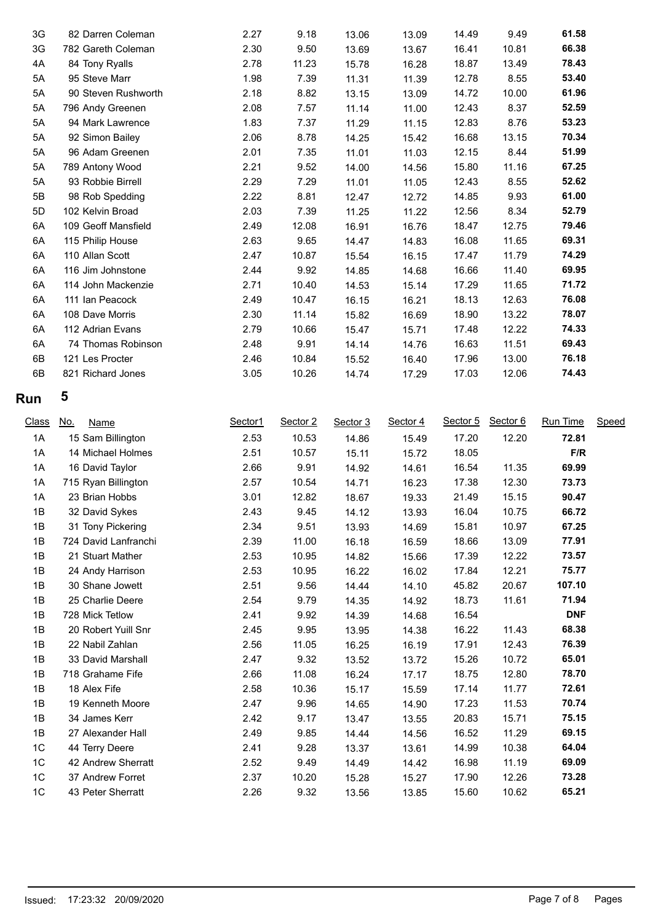| Class | No. | Name | Sector1 | Sector 2 | Sector 3 | Sector 4 | Sector 5 | Sector 6 | Run Time | Speed |
|---|---|---|---|---|---|---|---|---|---|---|
| 3G | 82 | Darren Coleman | 2.27 | 9.18 | 13.06 | 13.09 | 14.49 | 9.49 | **61.58** | |
| 3G | 782 | Gareth Coleman | 2.30 | 9.50 | 13.69 | 13.67 | 16.41 | 10.81 | **66.38** | |
| 4A | 84 | Tony Ryalls | 2.78 | 11.23 | 15.78 | 16.28 | 18.87 | 13.49 | **78.43** | |
| 5A | 95 | Steve Marr | 1.98 | 7.39 | 11.31 | 11.39 | 12.78 | 8.55 | **53.40** | |
| 5A | 90 | Steven Rushworth | 2.18 | 8.82 | 13.15 | 13.09 | 14.72 | 10.00 | **61.96** | |
| 5A | 796 | Andy Greenen | 2.08 | 7.57 | 11.14 | 11.00 | 12.43 | 8.37 | **52.59** | |
| 5A | 94 | Mark Lawrence | 1.83 | 7.37 | 11.29 | 11.15 | 12.83 | 8.76 | **53.23** | |
| 5A | 92 | Simon Bailey | 2.06 | 8.78 | 14.25 | 15.42 | 16.68 | 13.15 | **70.34** | |
| 5A | 96 | Adam Greenen | 2.01 | 7.35 | 11.01 | 11.03 | 12.15 | 8.44 | **51.99** | |
| 5A | 789 | Antony Wood | 2.21 | 9.52 | 14.00 | 14.56 | 15.80 | 11.16 | **67.25** | |
| 5A | 93 | Robbie Birrell | 2.29 | 7.29 | 11.01 | 11.05 | 12.43 | 8.55 | **52.62** | |
| 5B | 98 | Rob Spedding | 2.22 | 8.81 | 12.47 | 12.72 | 14.85 | 9.93 | **61.00** | |
| 5D | 102 | Kelvin Broad | 2.03 | 7.39 | 11.25 | 11.22 | 12.56 | 8.34 | **52.79** | |
| 6A | 109 | Geoff Mansfield | 2.49 | 12.08 | 16.91 | 16.76 | 18.47 | 12.75 | **79.46** | |
| 6A | 115 | Philip House | 2.63 | 9.65 | 14.47 | 14.83 | 16.08 | 11.65 | **69.31** | |
| 6A | 110 | Allan Scott | 2.47 | 10.87 | 15.54 | 16.15 | 17.47 | 11.79 | **74.29** | |
| 6A | 116 | Jim Johnstone | 2.44 | 9.92 | 14.85 | 14.68 | 16.66 | 11.40 | **69.95** | |
| 6A | 114 | John Mackenzie | 2.71 | 10.40 | 14.53 | 15.14 | 17.29 | 11.65 | **71.72** | |
| 6A | 111 | Ian Peacock | 2.49 | 10.47 | 16.15 | 16.21 | 18.13 | 12.63 | **76.08** | |
| 6A | 108 | Dave Morris | 2.30 | 11.14 | 15.82 | 16.69 | 18.90 | 13.22 | **78.07** | |
| 6A | 112 | Adrian Evans | 2.79 | 10.66 | 15.47 | 15.71 | 17.48 | 12.22 | **74.33** | |
| 6A | 74 | Thomas Robinson | 2.48 | 9.91 | 14.14 | 14.76 | 16.63 | 11.51 | **69.43** | |
| 6B | 121 | Les Procter | 2.46 | 10.84 | 15.52 | 16.40 | 17.96 | 13.00 | **76.18** | |
| 6B | 821 | Richard Jones | 3.05 | 10.26 | 14.74 | 17.29 | 17.03 | 12.06 | **74.43** | |

## Run 5

| Class | No. | Name | Sector1 | Sector 2 | Sector 3 | Sector 4 | Sector 5 | Sector 6 | Run Time | Speed |
|---|---|---|---|---|---|---|---|---|---|---|
| 1A | 15 | Sam Billington | 2.53 | 10.53 | 14.86 | 15.49 | 17.20 | 12.20 | **72.81** | |
| 1A | 14 | Michael Holmes | 2.51 | 10.57 | 15.11 | 15.72 | 18.05 | | **F/R** | |
| 1A | 16 | David Taylor | 2.66 | 9.91 | 14.92 | 14.61 | 16.54 | 11.35 | **69.99** | |
| 1A | 715 | Ryan Billington | 2.57 | 10.54 | 14.71 | 16.23 | 17.38 | 12.30 | **73.73** | |
| 1A | 23 | Brian Hobbs | 3.01 | 12.82 | 18.67 | 19.33 | 21.49 | 15.15 | **90.47** | |
| 1B | 32 | David Sykes | 2.43 | 9.45 | 14.12 | 13.93 | 16.04 | 10.75 | **66.72** | |
| 1B | 31 | Tony Pickering | 2.34 | 9.51 | 13.93 | 14.69 | 15.81 | 10.97 | **67.25** | |
| 1B | 724 | David Lanfranchi | 2.39 | 11.00 | 16.18 | 16.59 | 18.66 | 13.09 | **77.91** | |
| 1B | 21 | Stuart Mather | 2.53 | 10.95 | 14.82 | 15.66 | 17.39 | 12.22 | **73.57** | |
| 1B | 24 | Andy Harrison | 2.53 | 10.95 | 16.22 | 16.02 | 17.84 | 12.21 | **75.77** | |
| 1B | 30 | Shane Jowett | 2.51 | 9.56 | 14.44 | 14.10 | 45.82 | 20.67 | **107.10** | |
| 1B | 25 | Charlie Deere | 2.54 | 9.79 | 14.35 | 14.92 | 18.73 | 11.61 | **71.94** | |
| 1B | 728 | Mick Tetlow | 2.41 | 9.92 | 14.39 | 14.68 | 16.54 | | **DNF** | |
| 1B | 20 | Robert Yuill Snr | 2.45 | 9.95 | 13.95 | 14.38 | 16.22 | 11.43 | **68.38** | |
| 1B | 22 | Nabil Zahlan | 2.56 | 11.05 | 16.25 | 16.19 | 17.91 | 12.43 | **76.39** | |
| 1B | 33 | David Marshall | 2.47 | 9.32 | 13.52 | 13.72 | 15.26 | 10.72 | **65.01** | |
| 1B | 718 | Grahame Fife | 2.66 | 11.08 | 16.24 | 17.17 | 18.75 | 12.80 | **78.70** | |
| 1B | 18 | Alex Fife | 2.58 | 10.36 | 15.17 | 15.59 | 17.14 | 11.77 | **72.61** | |
| 1B | 19 | Kenneth Moore | 2.47 | 9.96 | 14.65 | 14.90 | 17.23 | 11.53 | **70.74** | |
| 1B | 34 | James Kerr | 2.42 | 9.17 | 13.47 | 13.55 | 20.83 | 15.71 | **75.15** | |
| 1B | 27 | Alexander Hall | 2.49 | 9.85 | 14.44 | 14.56 | 16.52 | 11.29 | **69.15** | |
| 1C | 44 | Terry Deere | 2.41 | 9.28 | 13.37 | 13.61 | 14.99 | 10.38 | **64.04** | |
| 1C | 42 | Andrew Sherratt | 2.52 | 9.49 | 14.49 | 14.42 | 16.98 | 11.19 | **69.09** | |
| 1C | 37 | Andrew Forret | 2.37 | 10.20 | 15.28 | 15.27 | 17.90 | 12.26 | **73.28** | |
| 1C | 43 | Peter Sherratt | 2.26 | 9.32 | 13.56 | 13.85 | 15.60 | 10.62 | **65.21** | |

Issued: 17:23:32 20/09/2020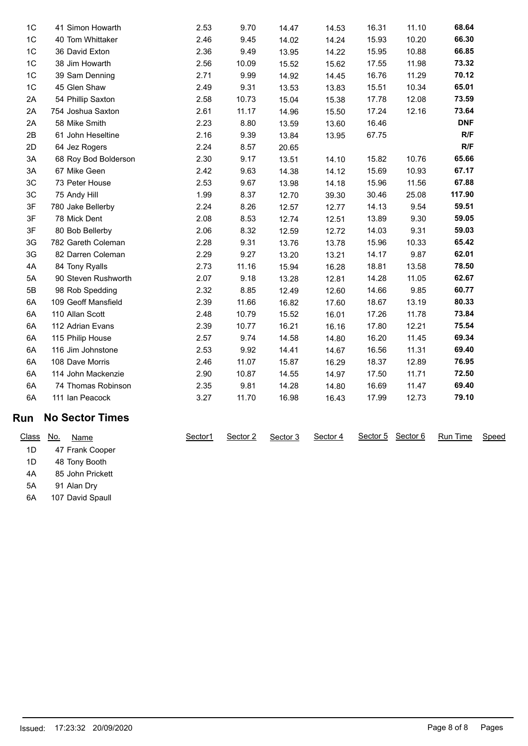| | | | | | | | | | | |
|---|---|---|---|---|---|---|---|---|---|---|
| 1C | 41 | Simon Howarth | 2.53 | 9.70 | 14.47 | 14.53 | 16.31 | 11.10 | **68.64** | |
| 1C | 40 | Tom Whittaker | 2.46 | 9.45 | 14.02 | 14.24 | 15.93 | 10.20 | **66.30** | |
| 1C | 36 | David Exton | 2.36 | 9.49 | 13.95 | 14.22 | 15.95 | 10.88 | **66.85** | |
| 1C | 38 | Jim Howarth | 2.56 | 10.09 | 15.52 | 15.62 | 17.55 | 11.98 | **73.32** | |
| 1C | 39 | Sam Denning | 2.71 | 9.99 | 14.92 | 14.45 | 16.76 | 11.29 | **70.12** | |
| 1C | 45 | Glen Shaw | 2.49 | 9.31 | 13.53 | 13.83 | 15.51 | 10.34 | **65.01** | |
| 2A | 54 | Phillip Saxton | 2.58 | 10.73 | 15.04 | 15.38 | 17.78 | 12.08 | **73.59** | |
| 2A | 754 | Joshua Saxton | 2.61 | 11.17 | 14.96 | 15.50 | 17.24 | 12.16 | **73.64** | |
| 2A | 58 | Mike Smith | 2.23 | 8.80 | 13.59 | 13.60 | 16.46 | | **DNF** | |
| 2B | 61 | John Heseltine | 2.16 | 9.39 | 13.84 | 13.95 | 67.75 | | **R/F** | |
| 2D | 64 | Jez Rogers | 2.24 | 8.57 | 20.65 | | | | **R/F** | |
| 3A | 68 | Roy Bod Bolderson | 2.30 | 9.17 | 13.51 | 14.10 | 15.82 | 10.76 | **65.66** | |
| 3A | 67 | Mike Geen | 2.42 | 9.63 | 14.38 | 14.12 | 15.69 | 10.93 | **67.17** | |
| 3C | 73 | Peter House | 2.53 | 9.67 | 13.98 | 14.18 | 15.96 | 11.56 | **67.88** | |
| 3C | 75 | Andy Hill | 1.99 | 8.37 | 12.70 | 39.30 | 30.46 | 25.08 | **117.90** | |
| 3F | 780 | Jake Bellerby | 2.24 | 8.26 | 12.57 | 12.77 | 14.13 | 9.54 | **59.51** | |
| 3F | 78 | Mick Dent | 2.08 | 8.53 | 12.74 | 12.51 | 13.89 | 9.30 | **59.05** | |
| 3F | 80 | Bob Bellerby | 2.06 | 8.32 | 12.59 | 12.72 | 14.03 | 9.31 | **59.03** | |
| 3G | 782 | Gareth Coleman | 2.28 | 9.31 | 13.76 | 13.78 | 15.96 | 10.33 | **65.42** | |
| 3G | 82 | Darren Coleman | 2.29 | 9.27 | 13.20 | 13.21 | 14.17 | 9.87 | **62.01** | |
| 4A | 84 | Tony Ryalls | 2.73 | 11.16 | 15.94 | 16.28 | 18.81 | 13.58 | **78.50** | |
| 5A | 90 | Steven Rushworth | 2.07 | 9.18 | 13.28 | 12.81 | 14.28 | 11.05 | **62.67** | |
| 5B | 98 | Rob Spedding | 2.32 | 8.85 | 12.49 | 12.60 | 14.66 | 9.85 | **60.77** | |
| 6A | 109 | Geoff Mansfield | 2.39 | 11.66 | 16.82 | 17.60 | 18.67 | 13.19 | **80.33** | |
| 6A | 110 | Allan Scott | 2.48 | 10.79 | 15.52 | 16.01 | 17.26 | 11.78 | **73.84** | |
| 6A | 112 | Adrian Evans | 2.39 | 10.77 | 16.21 | 16.16 | 17.80 | 12.21 | **75.54** | |
| 6A | 115 | Philip House | 2.57 | 9.74 | 14.58 | 14.80 | 16.20 | 11.45 | **69.34** | |
| 6A | 116 | Jim Johnstone | 2.53 | 9.92 | 14.41 | 14.67 | 16.56 | 11.31 | **69.40** | |
| 6A | 108 | Dave Morris | 2.46 | 11.07 | 15.87 | 16.29 | 18.37 | 12.89 | **76.95** | |
| 6A | 114 | John Mackenzie | 2.90 | 10.87 | 14.55 | 14.97 | 17.50 | 11.71 | **72.50** | |
| 6A | 74 | Thomas Robinson | 2.35 | 9.81 | 14.28 | 14.80 | 16.69 | 11.47 | **69.40** | |
| 6A | 111 | Ian Peacock | 3.27 | 11.70 | 16.98 | 16.43 | 17.99 | 12.73 | **79.10** | |

## Run No Sector Times

| Class | No. | Name | Sector1 | Sector 2 | Sector 3 | Sector 4 | Sector 5 | Sector 6 | Run Time | Speed |
|---|---|---|---|---|---|---|---|---|---|---|
| 1D | 47 | Frank Cooper | | | | | | | | |
| 1D | 48 | Tony Booth | | | | | | | | |
| 4A | 85 | John Prickett | | | | | | | | |
| 5A | 91 | Alan Dry | | | | | | | | |
| 6A | 107 | David Spaull | | | | | | | | |

Issued: 17:23:32 20/09/2020